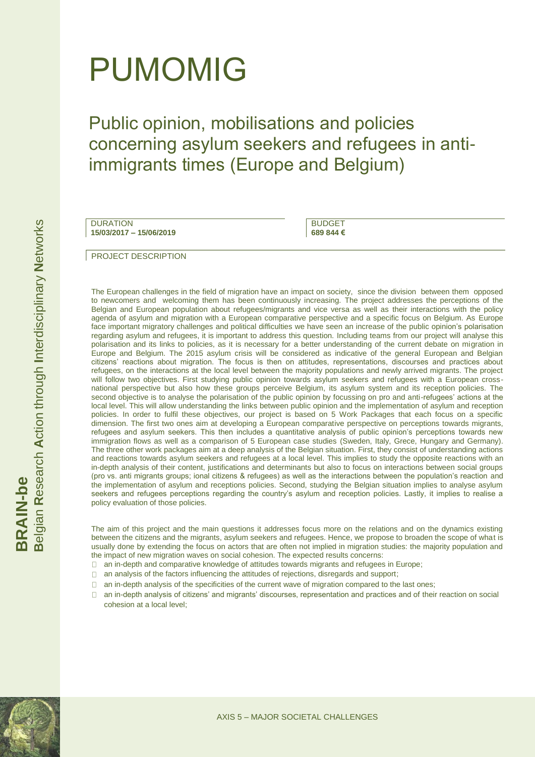# PUMOMIG

## Public opinion, mobilisations and policies concerning asylum seekers and refugees in anti-immigrants times (Europe and Belgium)

DURATION
**15/03/2017 – 15/06/2019**

BUDGET
**689 844 €**

PROJECT DESCRIPTION

The European challenges in the field of migration have an impact on society, since the division between them opposed to newcomers and welcoming them has been continuously increasing. The project addresses the perceptions of the Belgian and European population about refugees/migrants and vice versa as well as their interactions with the policy agenda of asylum and migration with a European comparative perspective and a specific focus on Belgium. As Europe face important migratory challenges and political difficulties we have seen an increase of the public opinion's polarisation regarding asylum and refugees, it is important to address this question. Including teams from our project will analyse this polarisation and its links to policies, as it is necessary for a better understanding of the current debate on migration in Europe and Belgium. The 2015 asylum crisis will be considered as indicative of the general European and Belgian citizens' reactions about migration. The focus is then on attitudes, representations, discourses and practices about refugees, on the interactions at the local level between the majority populations and newly arrived migrants. The project will follow two objectives. First studying public opinion towards asylum seekers and refugees with a European cross-national perspective but also how these groups perceive Belgium, its asylum system and its reception policies. The second objective is to analyse the polarisation of the public opinion by focussing on pro and anti-refugees' actions at the local level. This will allow understanding the links between public opinion and the implementation of asylum and reception policies. In order to fulfil these objectives, our project is based on 5 Work Packages that each focus on a specific dimension. The first two ones aim at developing a European comparative perspective on perceptions towards migrants, refugees and asylum seekers. This then includes a quantitative analysis of public opinion's perceptions towards new immigration flows as well as a comparison of 5 European case studies (Sweden, Italy, Grece, Hungary and Germany). The three other work packages aim at a deep analysis of the Belgian situation. First, they consist of understanding actions and reactions towards asylum seekers and refugees at a local level. This implies to study the opposite reactions with an in-depth analysis of their content, justifications and determinants but also to focus on interactions between social groups (pro vs. anti migrants groups; ional citizens & refugees) as well as the interactions between the population's reaction and the implementation of asylum and receptions policies. Second, studying the Belgian situation implies to analyse asylum seekers and refugees perceptions regarding the country's asylum and reception policies. Lastly, it implies to realise a policy evaluation of those policies.

The aim of this project and the main questions it addresses focus more on the relations and on the dynamics existing between the citizens and the migrants, asylum seekers and refugees. Hence, we propose to broaden the scope of what is usually done by extending the focus on actors that are often not implied in migration studies: the majority population and the impact of new migration waves on social cohesion. The expected results concerns:

- an in-depth and comparative knowledge of attitudes towards migrants and refugees in Europe;
- an analysis of the factors influencing the attitudes of rejections, disregards and support;
- an in-depth analysis of the specificities of the current wave of migration compared to the last ones;
- an in-depth analysis of citizens' and migrants' discourses, representation and practices and of their reaction on social cohesion at a local level;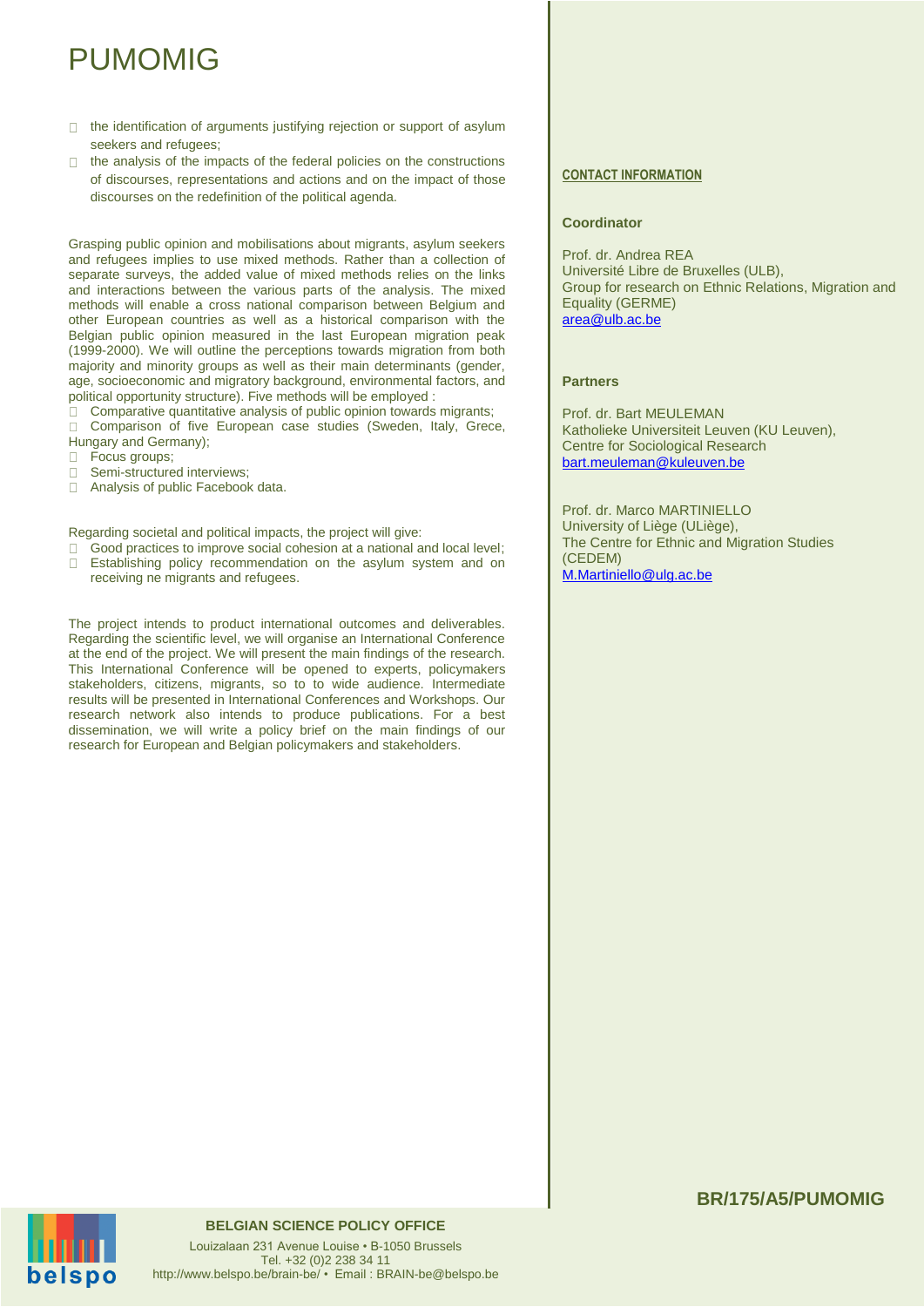# PUMOMIG

- the identification of arguments justifying rejection or support of asylum seekers and refugees;
- the analysis of the impacts of the federal policies on the constructions of discourses, representations and actions and on the impact of those discourses on the redefinition of the political agenda.

Grasping public opinion and mobilisations about migrants, asylum seekers and refugees implies to use mixed methods. Rather than a collection of separate surveys, the added value of mixed methods relies on the links and interactions between the various parts of the analysis. The mixed methods will enable a cross national comparison between Belgium and other European countries as well as a historical comparison with the Belgian public opinion measured in the last European migration peak (1999-2000). We will outline the perceptions towards migration from both majority and minority groups as well as their main determinants (gender, age, socioeconomic and migratory background, environmental factors, and political opportunity structure). Five methods will be employed :

- Comparative quantitative analysis of public opinion towards migrants;
- Comparison of five European case studies (Sweden, Italy, Grece, Hungary and Germany);
- Focus groups;
- Semi-structured interviews;
- Analysis of public Facebook data.

Regarding societal and political impacts, the project will give:

- Good practices to improve social cohesion at a national and local level;
- Establishing policy recommendation on the asylum system and on receiving ne migrants and refugees.

The project intends to product international outcomes and deliverables. Regarding the scientific level, we will organise an International Conference at the end of the project. We will present the main findings of the research. This International Conference will be opened to experts, policymakers stakeholders, citizens, migrants, so to to wide audience. Intermediate results will be presented in International Conferences and Workshops. Our research network also intends to produce publications. For a best dissemination, we will write a policy brief on the main findings of our research for European and Belgian policymakers and stakeholders.

**CONTACT INFORMATION**

**Coordinator**

Prof. dr. Andrea REA
Université Libre de Bruxelles (ULB),
Group for research on Ethnic Relations, Migration and Equality (GERME)
area@ulb.ac.be

**Partners**

Prof. dr. Bart MEULEMAN
Katholieke Universiteit Leuven (KU Leuven),
Centre for Sociological Research
bart.meuleman@kuleuven.be

Prof. dr. Marco MARTINIELLO
University of Liège (ULiège),
The Centre for Ethnic and Migration Studies (CEDEM)
M.Martiniello@ulg.ac.be

**BR/175/A5/PUMOMIG**

**BELGIAN SCIENCE POLICY OFFICE**
Louizalaan 231 Avenue Louise • B-1050 Brussels
Tel. +32 (0)2 238 34 11
http://www.belspo.be/brain-be/ • Email : BRAIN-be@belspo.be